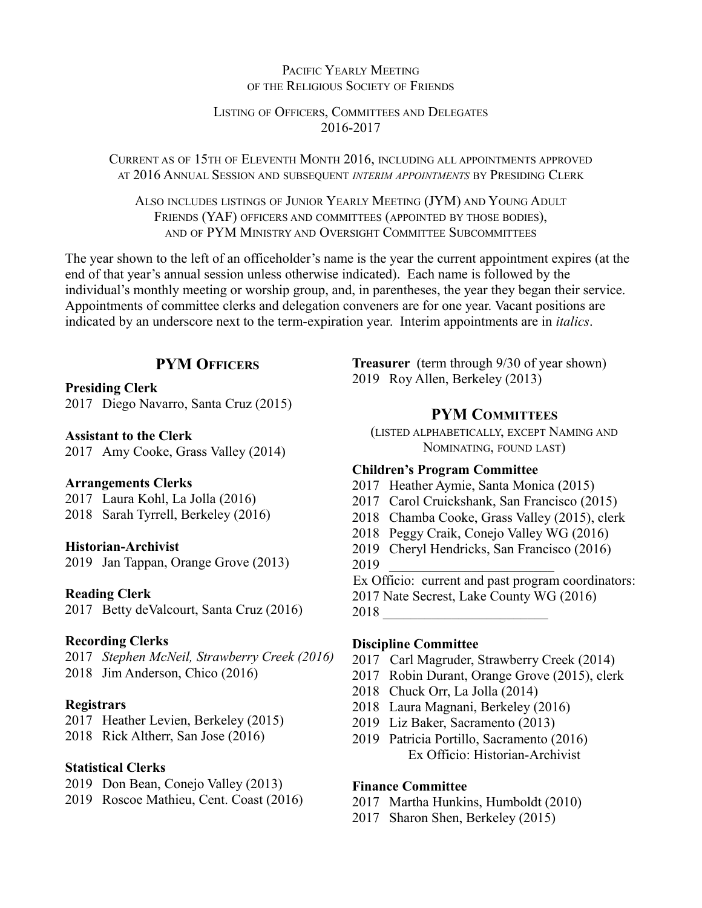Pacific Yearly Meeting
of the Religious Society of Friends

Listing of Officers, Committees and Delegates
2016-2017

Current as of 15th of Eleventh Month 2016, including all appointments approved at 2016 Annual Session and subsequent *interim appointments* by Presiding Clerk

Also includes listings of Junior Yearly Meeting (JYM) and Young Adult Friends (YAF) officers and committees (appointed by those bodies), and of PYM Ministry and Oversight Committee Subcommittees

The year shown to the left of an officeholder's name is the year the current appointment expires (at the end of that year's annual session unless otherwise indicated). Each name is followed by the individual's monthly meeting or worship group, and, in parentheses, the year they began their service. Appointments of committee clerks and delegation conveners are for one year. Vacant positions are indicated by an underscore next to the term-expiration year. Interim appointments are in *italics*.

## PYM Officers

**Presiding Clerk**
2017 Diego Navarro, Santa Cruz (2015)

**Assistant to the Clerk**
2017 Amy Cooke, Grass Valley (2014)

**Arrangements Clerks**
2017 Laura Kohl, La Jolla (2016)
2018 Sarah Tyrrell, Berkeley (2016)

**Historian-Archivist**
2019 Jan Tappan, Orange Grove (2013)

**Reading Clerk**
2017 Betty deValcourt, Santa Cruz (2016)

**Recording Clerks**
2017 *Stephen McNeil, Strawberry Creek (2016)*
2018 Jim Anderson, Chico (2016)

**Registrars**
2017 Heather Levien, Berkeley (2015)
2018 Rick Altherr, San Jose (2016)

**Statistical Clerks**
2019 Don Bean, Conejo Valley (2013)
2019 Roscoe Mathieu, Cent. Coast (2016)

**Treasurer** (term through 9/30 of year shown)
2019 Roy Allen, Berkeley (2013)

## PYM Committees

(listed alphabetically, except Naming and Nominating, found last)

**Children's Program Committee**
2017 Heather Aymie, Santa Monica (2015)
2017 Carol Cruickshank, San Francisco (2015)
2018 Chamba Cooke, Grass Valley (2015), clerk
2018 Peggy Craik, Conejo Valley WG (2016)
2019 Cheryl Hendricks, San Francisco (2016)
2019 ________________________
Ex Officio: current and past program coordinators:
2017 Nate Secrest, Lake County WG (2016)
2018 ________________________

**Discipline Committee**
2017 Carl Magruder, Strawberry Creek (2014)
2017 Robin Durant, Orange Grove (2015), clerk
2018 Chuck Orr, La Jolla (2014)
2018 Laura Magnani, Berkeley (2016)
2019 Liz Baker, Sacramento (2013)
2019 Patricia Portillo, Sacramento (2016)
Ex Officio: Historian-Archivist

**Finance Committee**
2017 Martha Hunkins, Humboldt (2010)
2017 Sharon Shen, Berkeley (2015)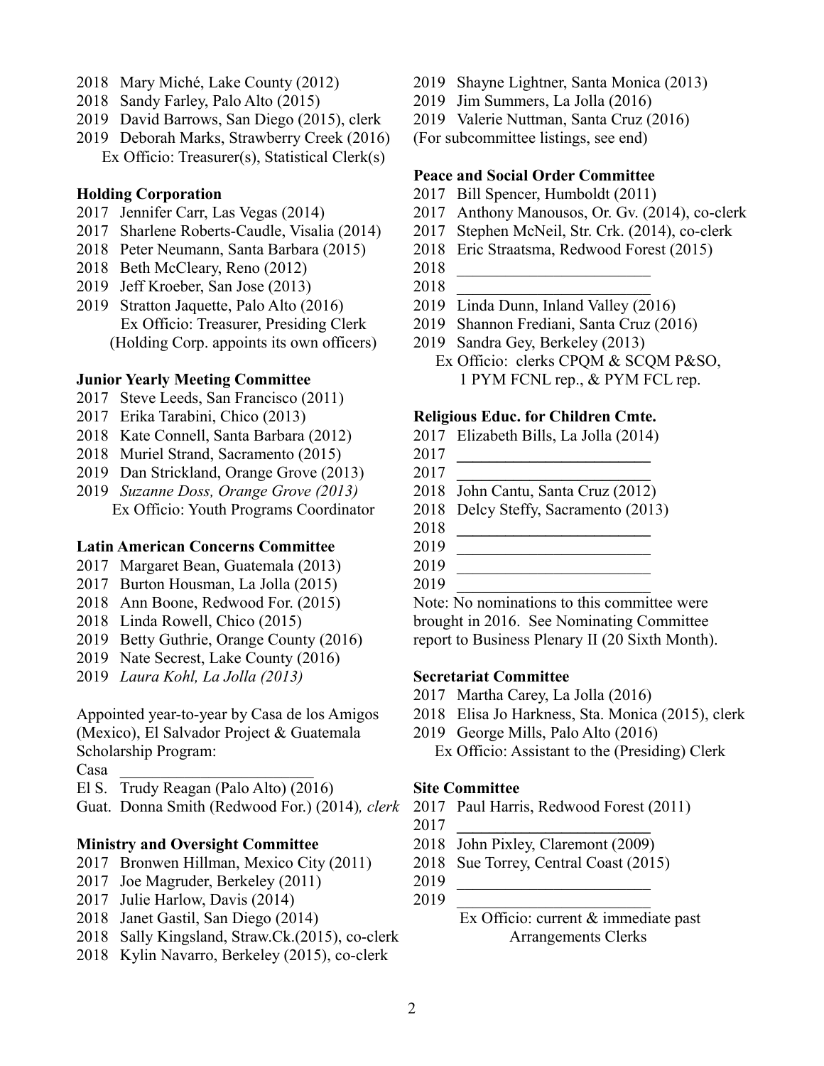2018 Mary Miché, Lake County (2012)
2018 Sandy Farley, Palo Alto (2015)
2019 David Barrows, San Diego (2015), clerk
2019 Deborah Marks, Strawberry Creek (2016)
Ex Officio: Treasurer(s), Statistical Clerk(s)

**Holding Corporation**

2017 Jennifer Carr, Las Vegas (2014)
2017 Sharlene Roberts-Caudle, Visalia (2014)
2018 Peter Neumann, Santa Barbara (2015)
2018 Beth McCleary, Reno (2012)
2019 Jeff Kroeber, San Jose (2013)
2019 Stratton Jaquette, Palo Alto (2016)
Ex Officio: Treasurer, Presiding Clerk
(Holding Corp. appoints its own officers)

**Junior Yearly Meeting Committee**

2017 Steve Leeds, San Francisco (2011)
2017 Erika Tarabini, Chico (2013)
2018 Kate Connell, Santa Barbara (2012)
2018 Muriel Strand, Sacramento (2015)
2019 Dan Strickland, Orange Grove (2013)
2019 *Suzanne Doss, Orange Grove (2013)*
Ex Officio: Youth Programs Coordinator

**Latin American Concerns Committee**

2017 Margaret Bean, Guatemala (2013)
2017 Burton Housman, La Jolla (2015)
2018 Ann Boone, Redwood For. (2015)
2018 Linda Rowell, Chico (2015)
2019 Betty Guthrie, Orange County (2016)
2019 Nate Secrest, Lake County (2016)
2019 *Laura Kohl, La Jolla (2013)*

Appointed year-to-year by Casa de los Amigos (Mexico), El Salvador Project & Guatemala Scholarship Program:

Casa ________________________
El S. Trudy Reagan (Palo Alto) (2016)
Guat. Donna Smith (Redwood For.) (2014)*, clerk*

**Ministry and Oversight Committee**

2017 Bronwen Hillman, Mexico City (2011)
2017 Joe Magruder, Berkeley (2011)
2017 Julie Harlow, Davis (2014)
2018 Janet Gastil, San Diego (2014)
2018 Sally Kingsland, Straw.Ck.(2015), co-clerk
2018 Kylin Navarro, Berkeley (2015), co-clerk
2019 Shayne Lightner, Santa Monica (2013)
2019 Jim Summers, La Jolla (2016)
2019 Valerie Nuttman, Santa Cruz (2016)
(For subcommittee listings, see end)

**Peace and Social Order Committee**

2017 Bill Spencer, Humboldt (2011)
2017 Anthony Manousos, Or. Gv. (2014), co-clerk
2017 Stephen McNeil, Str. Crk. (2014), co-clerk
2018 Eric Straatsma, Redwood Forest (2015)
2018 ________________________
2018 ________________________
2019 Linda Dunn, Inland Valley (2016)
2019 Shannon Frediani, Santa Cruz (2016)
2019 Sandra Gey, Berkeley (2013)
Ex Officio: clerks CPQM & SCQM P&SO, 1 PYM FCNL rep., & PYM FCL rep.

**Religious Educ. for Children Cmte.**

2017 Elizabeth Bills, La Jolla (2014)
2017 ________________________
2017 ________________________
2018 John Cantu, Santa Cruz (2012)
2018 Delcy Steffy, Sacramento (2013)
2018 ________________________
2019 ________________________
2019 ________________________
2019 ________________________
Note: No nominations to this committee were brought in 2016. See Nominating Committee report to Business Plenary II (20 Sixth Month).

**Secretariat Committee**

2017 Martha Carey, La Jolla (2016)
2018 Elisa Jo Harkness, Sta. Monica (2015), clerk
2019 George Mills, Palo Alto (2016)
Ex Officio: Assistant to the (Presiding) Clerk

**Site Committee**

2017 Paul Harris, Redwood Forest (2011)
2017 ________________________
2018 John Pixley, Claremont (2009)
2018 Sue Torrey, Central Coast (2015)
2019 ________________________
2019 ________________________
Ex Officio: current & immediate past Arrangements Clerks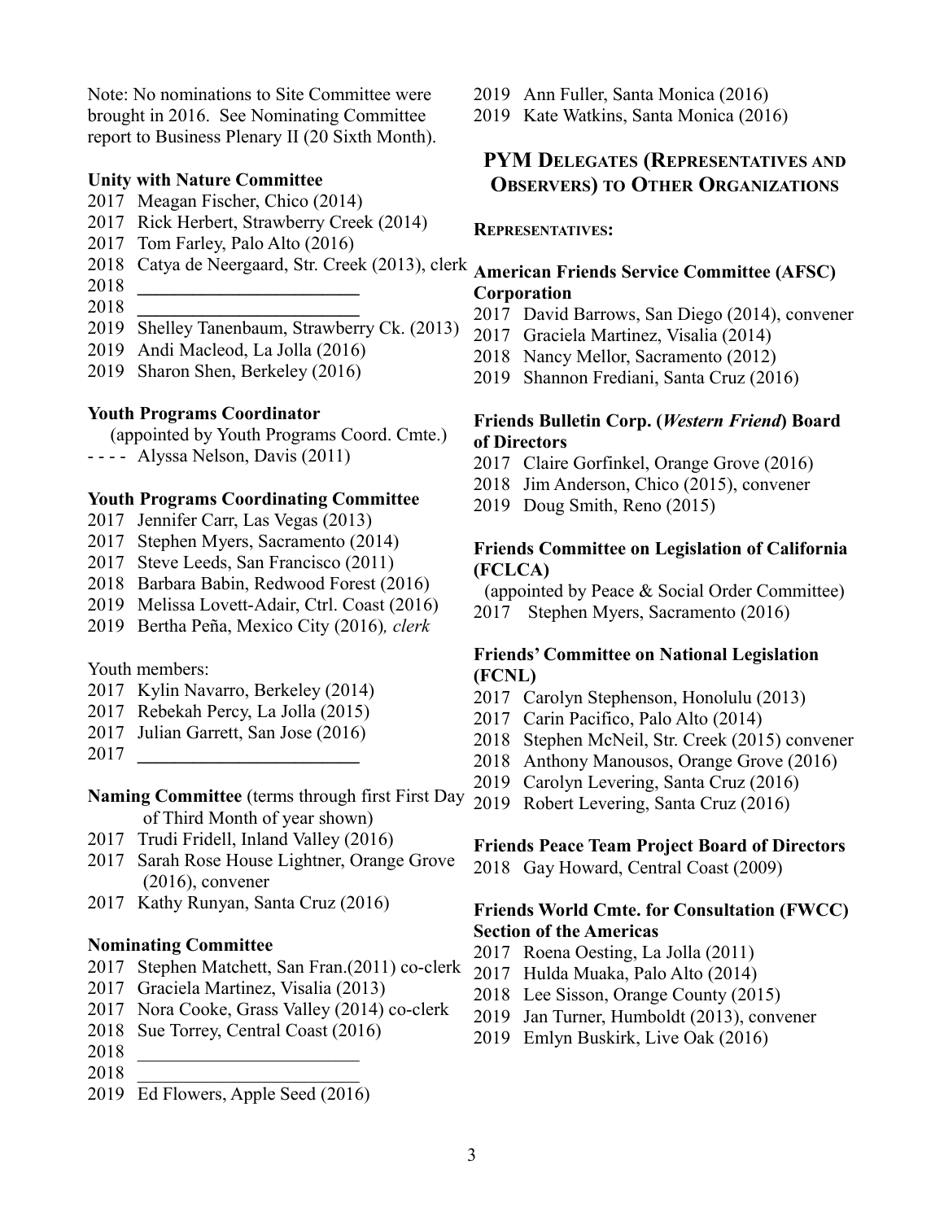Note: No nominations to Site Committee were brought in 2016. See Nominating Committee report to Business Plenary II (20 Sixth Month).

**Unity with Nature Committee**

2017 Meagan Fischer, Chico (2014)
2017 Rick Herbert, Strawberry Creek (2014)
2017 Tom Farley, Palo Alto (2016)
2018 Catya de Neergaard, Str. Creek (2013), clerk
2018 ________________________
2018 ________________________
2019 Shelley Tanenbaum, Strawberry Ck. (2013)
2019 Andi Macleod, La Jolla (2016)
2019 Sharon Shen, Berkeley (2016)

**Youth Programs Coordinator**

(appointed by Youth Programs Coord. Cmte.)
- - - - Alyssa Nelson, Davis (2011)

**Youth Programs Coordinating Committee**

2017 Jennifer Carr, Las Vegas (2013)
2017 Stephen Myers, Sacramento (2014)
2017 Steve Leeds, San Francisco (2011)
2018 Barbara Babin, Redwood Forest (2016)
2019 Melissa Lovett-Adair, Ctrl. Coast (2016)
2019 Bertha Peña, Mexico City (2016)*, clerk*

Youth members:
2017 Kylin Navarro, Berkeley (2014)
2017 Rebekah Percy, La Jolla (2015)
2017 Julian Garrett, San Jose (2016)
2017 ________________________

**Naming Committee** (terms through first First Day of Third Month of year shown)

2017 Trudi Fridell, Inland Valley (2016)
2017 Sarah Rose House Lightner, Orange Grove (2016), convener
2017 Kathy Runyan, Santa Cruz (2016)

**Nominating Committee**

2017 Stephen Matchett, San Fran.(2011) co-clerk
2017 Graciela Martinez, Visalia (2013)
2017 Nora Cooke, Grass Valley (2014) co-clerk
2018 Sue Torrey, Central Coast (2016)
2018 ________________________
2018 ________________________
2019 Ed Flowers, Apple Seed (2016)
2019 Ann Fuller, Santa Monica (2016)
2019 Kate Watkins, Santa Monica (2016)

## PYM Delegates (Representatives and Observers) to Other Organizations

### Representatives:

**American Friends Service Committee (AFSC) Corporation**

2017 David Barrows, San Diego (2014), convener
2017 Graciela Martinez, Visalia (2014)
2018 Nancy Mellor, Sacramento (2012)
2019 Shannon Frediani, Santa Cruz (2016)

**Friends Bulletin Corp. (*Western Friend*) Board of Directors**

2017 Claire Gorfinkel, Orange Grove (2016)
2018 Jim Anderson, Chico (2015), convener
2019 Doug Smith, Reno (2015)

**Friends Committee on Legislation of California (FCLCA)**

(appointed by Peace & Social Order Committee)
2017 Stephen Myers, Sacramento (2016)

**Friends' Committee on National Legislation (FCNL)**

2017 Carolyn Stephenson, Honolulu (2013)
2017 Carin Pacifico, Palo Alto (2014)
2018 Stephen McNeil, Str. Creek (2015) convener
2018 Anthony Manousos, Orange Grove (2016)
2019 Carolyn Levering, Santa Cruz (2016)
2019 Robert Levering, Santa Cruz (2016)

**Friends Peace Team Project Board of Directors**

2018 Gay Howard, Central Coast (2009)

**Friends World Cmte. for Consultation (FWCC) Section of the Americas**

2017 Roena Oesting, La Jolla (2011)
2017 Hulda Muaka, Palo Alto (2014)
2018 Lee Sisson, Orange County (2015)
2019 Jan Turner, Humboldt (2013), convener
2019 Emlyn Buskirk, Live Oak (2016)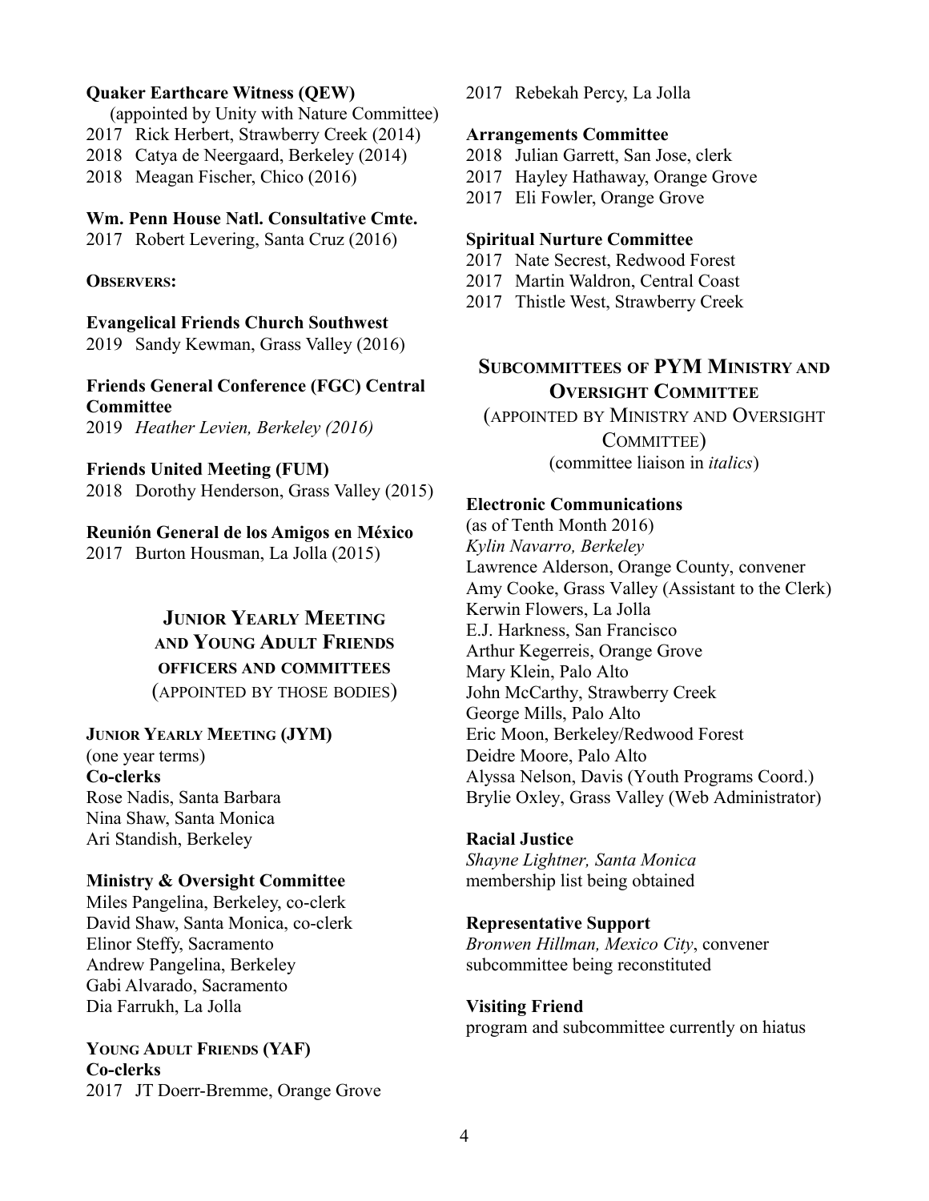**Quaker Earthcare Witness (QEW)**

(appointed by Unity with Nature Committee)

2017 Rick Herbert, Strawberry Creek (2014)
2018 Catya de Neergaard, Berkeley (2014)
2018 Meagan Fischer, Chico (2016)

**Wm. Penn House Natl. Consultative Cmte.**

2017 Robert Levering, Santa Cruz (2016)

**OBSERVERS:**

**Evangelical Friends Church Southwest**

2019 Sandy Kewman, Grass Valley (2016)

**Friends General Conference (FGC) Central Committee**

2019 *Heather Levien, Berkeley (2016)*

**Friends United Meeting (FUM)**

2018 Dorothy Henderson, Grass Valley (2015)

**Reunión General de los Amigos en México**

2017 Burton Housman, La Jolla (2015)

## JUNIOR YEARLY MEETING AND YOUNG ADULT FRIENDS OFFICERS AND COMMITTEES

(APPOINTED BY THOSE BODIES)

**JUNIOR YEARLY MEETING (JYM)**

(one year terms)

**Co-clerks**

Rose Nadis, Santa Barbara
Nina Shaw, Santa Monica
Ari Standish, Berkeley

**Ministry & Oversight Committee**

Miles Pangelina, Berkeley, co-clerk
David Shaw, Santa Monica, co-clerk
Elinor Steffy, Sacramento
Andrew Pangelina, Berkeley
Gabi Alvarado, Sacramento
Dia Farrukh, La Jolla

**YOUNG ADULT FRIENDS (YAF)**

**Co-clerks**

2017 JT Doerr-Bremme, Orange Grove
2017 Rebekah Percy, La Jolla

**Arrangements Committee**

2018 Julian Garrett, San Jose, clerk
2017 Hayley Hathaway, Orange Grove
2017 Eli Fowler, Orange Grove

**Spiritual Nurture Committee**

2017 Nate Secrest, Redwood Forest
2017 Martin Waldron, Central Coast
2017 Thistle West, Strawberry Creek

## SUBCOMMITTEES OF PYM MINISTRY AND OVERSIGHT COMMITTEE

(APPOINTED BY MINISTRY AND OVERSIGHT COMMITTEE)

(committee liaison in *italics*)

**Electronic Communications**

(as of Tenth Month 2016)
*Kylin Navarro, Berkeley*
Lawrence Alderson, Orange County, convener
Amy Cooke, Grass Valley (Assistant to the Clerk)
Kerwin Flowers, La Jolla
E.J. Harkness, San Francisco
Arthur Kegerreis, Orange Grove
Mary Klein, Palo Alto
John McCarthy, Strawberry Creek
George Mills, Palo Alto
Eric Moon, Berkeley/Redwood Forest
Deidre Moore, Palo Alto
Alyssa Nelson, Davis (Youth Programs Coord.)
Brylie Oxley, Grass Valley (Web Administrator)

**Racial Justice**

*Shayne Lightner, Santa Monica*
membership list being obtained

**Representative Support**

*Bronwen Hillman, Mexico City*, convener
subcommittee being reconstituted

**Visiting Friend**

program and subcommittee currently on hiatus